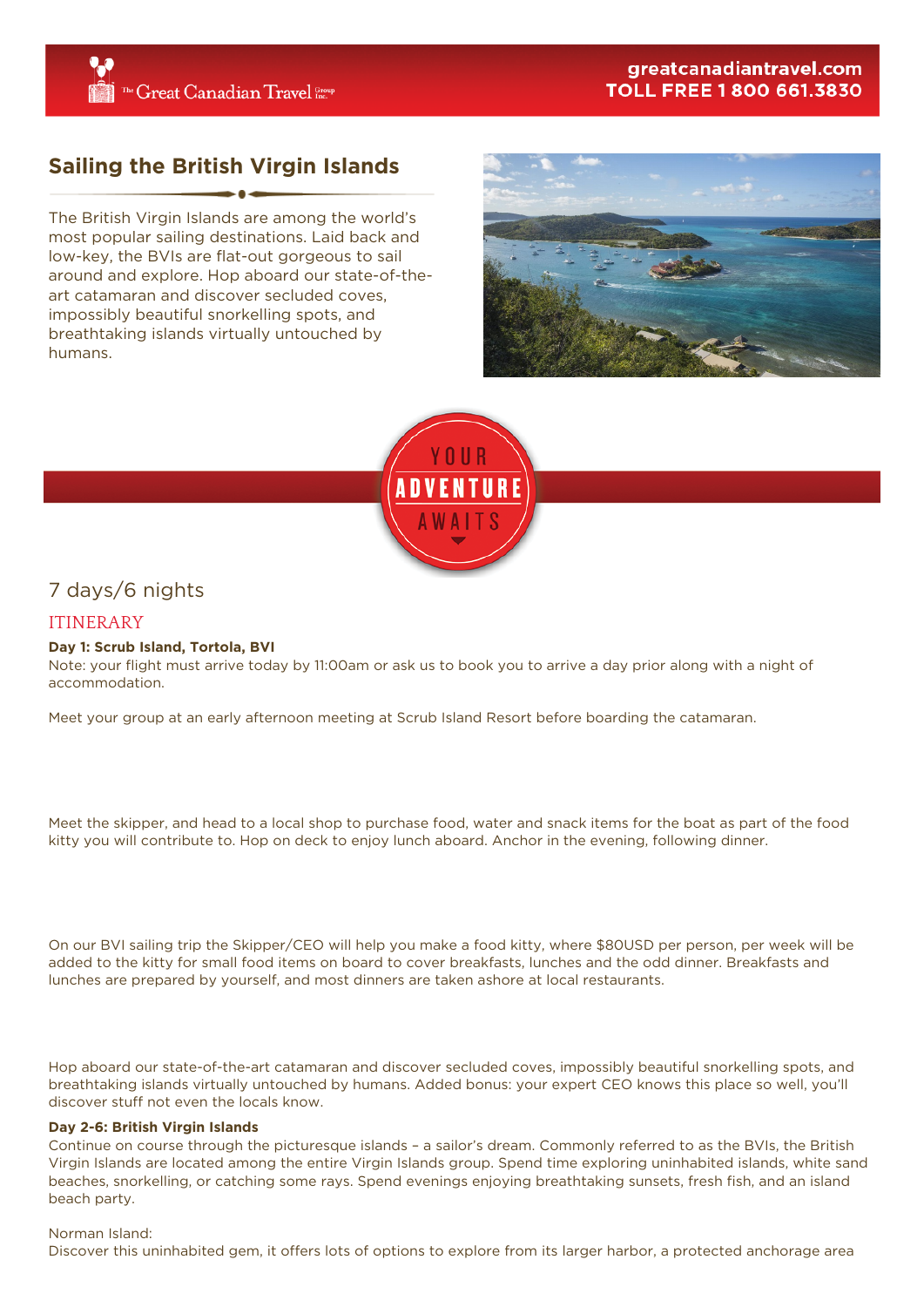# Sailing the British Virgin Islands

The British Virgin Islands are among the world's most popular sailing destinations. Laid back and low-key, the BVIs are flat-out gorgeous to sail around and explore. Hop aboard our state-of-the-art catamaran and discover secluded coves, impossibly beautiful snorkelling spots, and breathtaking islands virtually untouched by humans.

YOUR **ADVENTURE** AWAITS

## 7 days/6 nights

## ITINERARY

**Day 1: Scrub Island, Tortola, BVI**

Note: your flight must arrive today by 11:00am or ask us to book you to arrive a day prior along with a night of accommodation.

Meet your group at an early afternoon meeting at Scrub Island Resort before boarding the catamaran.

Meet the skipper, and head to a local shop to purchase food, water and snack items for the boat as part of the food kitty you will contribute to. Hop on deck to enjoy lunch aboard. Anchor in the evening, following dinner.

On our BVI sailing trip the Skipper/CEO will help you make a food kitty, where $80USD per person, per week will be added to the kitty for small food items on board to cover breakfasts, lunches and the odd dinner. Breakfasts and lunches are prepared by yourself, and most dinners are taken ashore at local restaurants.

Hop aboard our state-of-the-art catamaran and discover secluded coves, impossibly beautiful snorkelling spots, and breathtaking islands virtually untouched by humans. Added bonus: your expert CEO knows this place so well, you'll discover stuff not even the locals know.

**Day 2-6: British Virgin Islands**

Continue on course through the picturesque islands – a sailor's dream. Commonly referred to as the BVIs, the British Virgin Islands are located among the entire Virgin Islands group. Spend time exploring uninhabited islands, white sand beaches, snorkelling, or catching some rays. Spend evenings enjoying breathtaking sunsets, fresh fish, and an island beach party.

Norman Island:

Discover this uninhabited gem, it offers lots of options to explore from its larger harbor, a protected anchorage area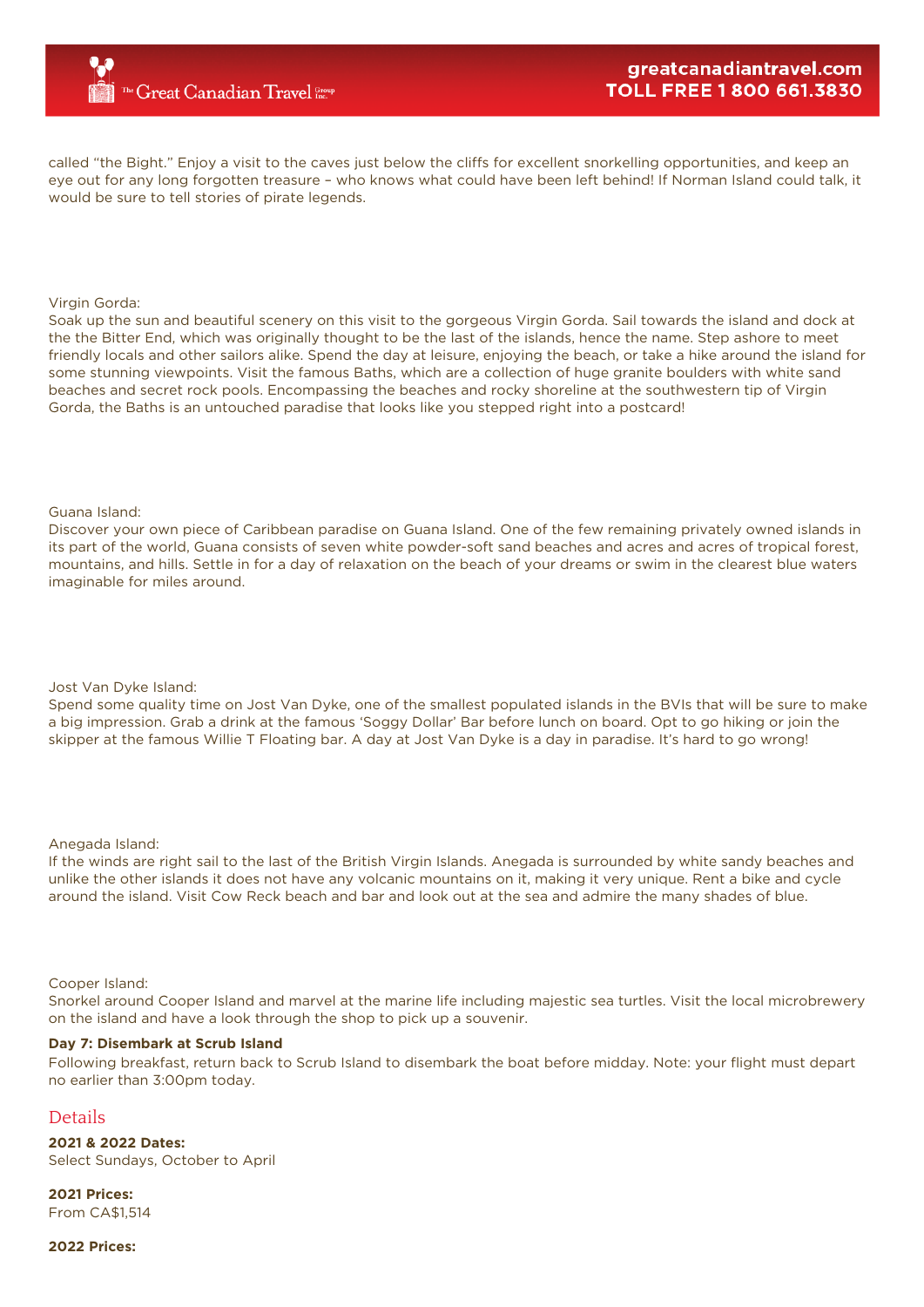called "the Bight." Enjoy a visit to the caves just below the cliffs for excellent snorkelling opportunities, and keep an eye out for any long forgotten treasure – who knows what could have been left behind! If Norman Island could talk, it would be sure to tell stories of pirate legends.

Virgin Gorda:
Soak up the sun and beautiful scenery on this visit to the gorgeous Virgin Gorda. Sail towards the island and dock at the the Bitter End, which was originally thought to be the last of the islands, hence the name. Step ashore to meet friendly locals and other sailors alike. Spend the day at leisure, enjoying the beach, or take a hike around the island for some stunning viewpoints. Visit the famous Baths, which are a collection of huge granite boulders with white sand beaches and secret rock pools. Encompassing the beaches and rocky shoreline at the southwestern tip of Virgin Gorda, the Baths is an untouched paradise that looks like you stepped right into a postcard!

Guana Island:
Discover your own piece of Caribbean paradise on Guana Island. One of the few remaining privately owned islands in its part of the world, Guana consists of seven white powder-soft sand beaches and acres and acres of tropical forest, mountains, and hills. Settle in for a day of relaxation on the beach of your dreams or swim in the clearest blue waters imaginable for miles around.

Jost Van Dyke Island:
Spend some quality time on Jost Van Dyke, one of the smallest populated islands in the BVIs that will be sure to make a big impression. Grab a drink at the famous 'Soggy Dollar' Bar before lunch on board. Opt to go hiking or join the skipper at the famous Willie T Floating bar. A day at Jost Van Dyke is a day in paradise. It's hard to go wrong!

Anegada Island:
If the winds are right sail to the last of the British Virgin Islands. Anegada is surrounded by white sandy beaches and unlike the other islands it does not have any volcanic mountains on it, making it very unique. Rent a bike and cycle around the island. Visit Cow Reck beach and bar and look out at the sea and admire the many shades of blue.

Cooper Island:
Snorkel around Cooper Island and marvel at the marine life including majestic sea turtles. Visit the local microbrewery on the island and have a look through the shop to pick up a souvenir.

**Day 7: Disembark at Scrub Island**

Following breakfast, return back to Scrub Island to disembark the boat before midday. Note: your flight must depart no earlier than 3:00pm today.

## Details

**2021 & 2022 Dates:**
Select Sundays, October to April

**2021 Prices:**
From CA$1,514

**2022 Prices:**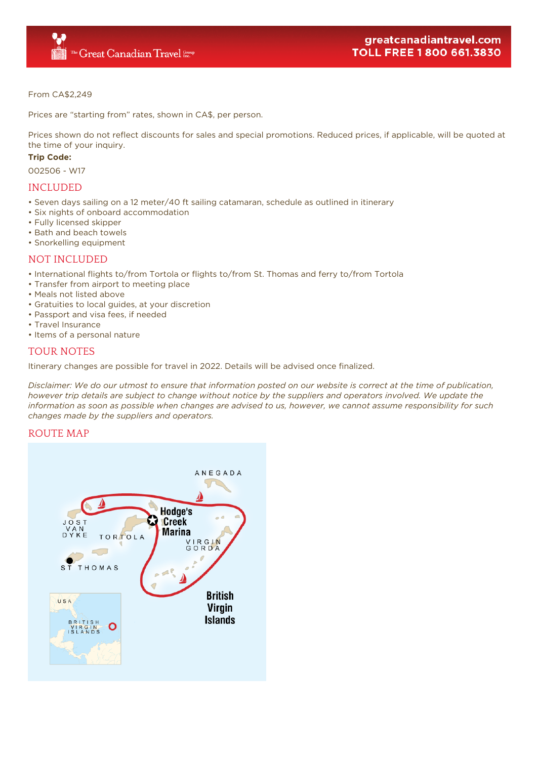From CA$2,249

Prices are “starting from” rates, shown in CA$, per person.

Prices shown do not reflect discounts for sales and special promotions. Reduced prices, if applicable, will be quoted at the time of your inquiry.

**Trip Code:**

002506 - W17

## INCLUDED

- Seven days sailing on a 12 meter/40 ft sailing catamaran, schedule as outlined in itinerary
- Six nights of onboard accommodation
- Fully licensed skipper
- Bath and beach towels
- Snorkelling equipment

## NOT INCLUDED

- International flights to/from Tortola or flights to/from St. Thomas and ferry to/from Tortola
- Transfer from airport to meeting place
- Meals not listed above
- Gratuities to local guides, at your discretion
- Passport and visa fees, if needed
- Travel Insurance
- Items of a personal nature

## TOUR NOTES

Itinerary changes are possible for travel in 2022. Details will be advised once finalized.

*Disclaimer: We do our utmost to ensure that information posted on our website is correct at the time of publication, however trip details are subject to change without notice by the suppliers and operators involved. We update the information as soon as possible when changes are advised to us, however, we cannot assume responsibility for such changes made by the suppliers and operators.*

## ROUTE MAP

ANEGADA

JOST VAN DYKE

TORTOLA

Hodge's Creek Marina

VIRGIN GORDA

ST THOMAS

British Virgin Islands

USA

BRITISH VIRGIN ISLANDS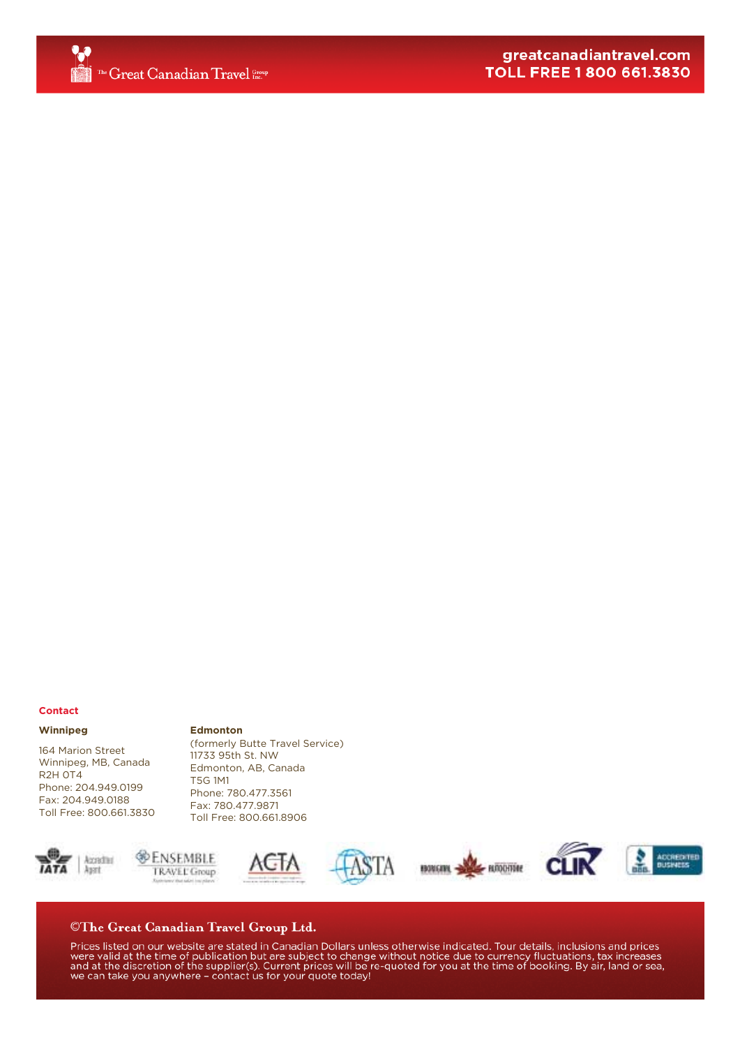The Great Canadian Travel Group Inc.

greatcanadiantravel.com
TOLL FREE 1 800 661.3830

**Contact**

**Winnipeg**

164 Marion Street
Winnipeg, MB, Canada
R2H 0T4
Phone: 204.949.0199
Fax: 204.949.0188
Toll Free: 800.661.3830

**Edmonton**
(formerly Butte Travel Service)
11733 95th St. NW
Edmonton, AB, Canada
T5G 1M1
Phone: 780.477.3561
Fax: 780.477.9871
Toll Free: 800.661.8906

**©The Great Canadian Travel Group Ltd.**

Prices listed on our website are stated in Canadian Dollars unless otherwise indicated. Tour details, inclusions and prices were valid at the time of publication but are subject to change without notice due to currency fluctuations, tax increases and at the discretion of the supplier(s). Current prices will be re-quoted for you at the time of booking. By air, land or sea, we can take you anywhere – contact us for your quote today!